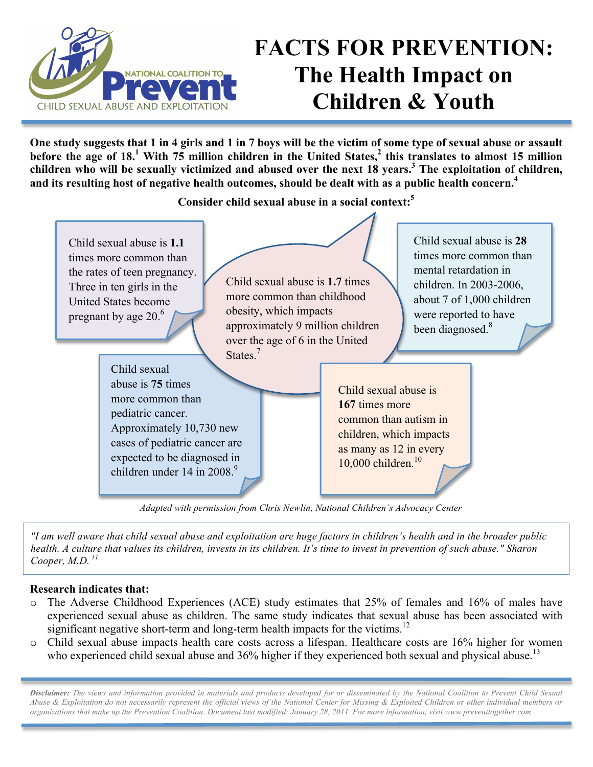NATIONAL COALITION TO Prevent CHILD SEXUAL ABUSE AND EXPLOITATION

# FACTS FOR PREVENTION: The Health Impact on Children & Youth

**One study suggests that 1 in 4 girls and 1 in 7 boys will be the victim of some type of sexual abuse or assault before the age of 18.[1] With 75 million children in the United States,[2] this translates to almost 15 million children who will be sexually victimized and abused over the next 18 years.[3] The exploitation of children, and its resulting host of negative health outcomes, should be dealt with as a public health concern.[4]**

**Consider child sexual abuse in a social context:[5]**

Child sexual abuse is **1.1** times more common than the rates of teen pregnancy. Three in ten girls in the United States become pregnant by age 20.[6]

Child sexual abuse is **1.7** times more common than childhood obesity, which impacts approximately 9 million children over the age of 6 in the United States.[7]

Child sexual abuse is **28** times more common than mental retardation in children. In 2003-2006, about 7 of 1,000 children were reported to have been diagnosed.[8]

Child sexual abuse is **75** times more common than pediatric cancer. Approximately 10,730 new cases of pediatric cancer are expected to be diagnosed in children under 14 in 2008.[9]

Child sexual abuse is **167** times more common than autism in children, which impacts as many as 12 in every 10,000 children.[10]

*Adapted with permission from Chris Newlin, National Children's Advocacy Center*

> *"I am well aware that child sexual abuse and exploitation are huge factors in children's health and in the broader public health. A culture that values its children, invests in its children. It's time to invest in prevention of such abuse." Sharon Cooper, M.D.[11]*

**Research indicates that:**

- The Adverse Childhood Experiences (ACE) study estimates that 25% of females and 16% of males have experienced sexual abuse as children. The same study indicates that sexual abuse has been associated with significant negative short-term and long-term health impacts for the victims.[12]
- Child sexual abuse impacts health care costs across a lifespan. Healthcare costs are 16% higher for women who experienced child sexual abuse and 36% higher if they experienced both sexual and physical abuse.[13]

***Disclaimer:*** *The views and information provided in materials and products developed for or disseminated by the National Coalition to Prevent Child Sexual Abuse & Exploitation do not necessarily represent the official views of the National Center for Missing & Exploited Children or other individual members or organizations that make up the Prevention Coalition. Document last modified: January 28, 2011. For more information, visit www.preventtogether.com.*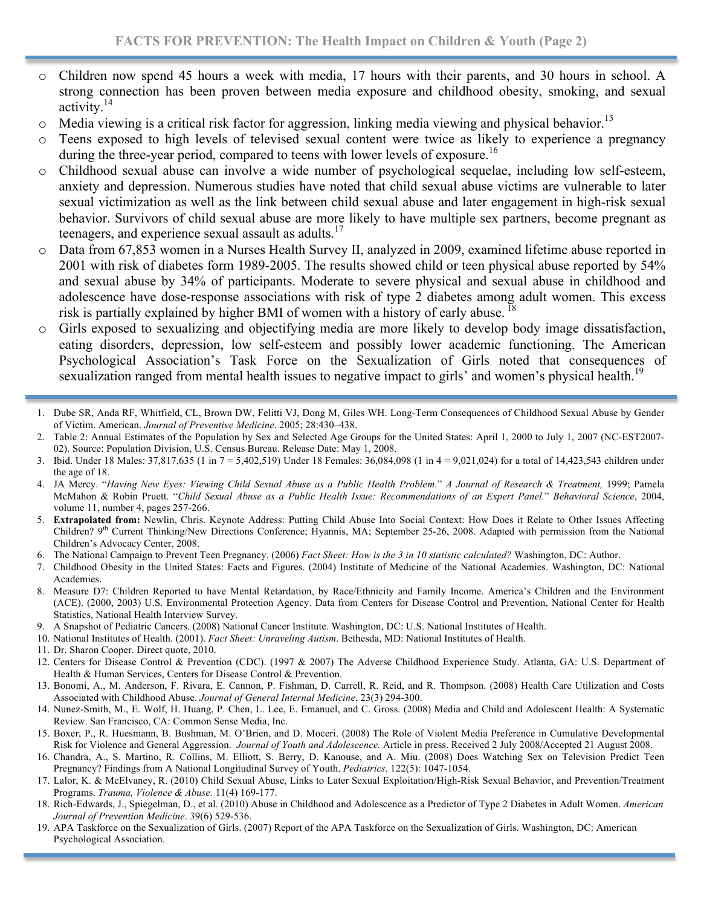- Children now spend 45 hours a week with media, 17 hours with their parents, and 30 hours in school. A strong connection has been proven between media exposure and childhood obesity, smoking, and sexual activity.[14]
- Media viewing is a critical risk factor for aggression, linking media viewing and physical behavior.[15]
- Teens exposed to high levels of televised sexual content were twice as likely to experience a pregnancy during the three-year period, compared to teens with lower levels of exposure.[16]
- Childhood sexual abuse can involve a wide number of psychological sequelae, including low self-esteem, anxiety and depression. Numerous studies have noted that child sexual abuse victims are vulnerable to later sexual victimization as well as the link between child sexual abuse and later engagement in high-risk sexual behavior. Survivors of child sexual abuse are more likely to have multiple sex partners, become pregnant as teenagers, and experience sexual assault as adults.[17]
- Data from 67,853 women in a Nurses Health Survey II, analyzed in 2009, examined lifetime abuse reported in 2001 with risk of diabetes form 1989-2005. The results showed child or teen physical abuse reported by 54% and sexual abuse by 34% of participants. Moderate to severe physical and sexual abuse in childhood and adolescence have dose-response associations with risk of type 2 diabetes among adult women. This excess risk is partially explained by higher BMI of women with a history of early abuse.[18]
- Girls exposed to sexualizing and objectifying media are more likely to develop body image dissatisfaction, eating disorders, depression, low self-esteem and possibly lower academic functioning. The American Psychological Association's Task Force on the Sexualization of Girls noted that consequences of sexualization ranged from mental health issues to negative impact to girls' and women's physical health.[19]

---

1. Dube SR, Anda RF, Whitfield, CL, Brown DW, Felitti VJ, Dong M, Giles WH. Long-Term Consequences of Childhood Sexual Abuse by Gender of Victim. American. *Journal of Preventive Medicine*. 2005; 28:430–438.
2. Table 2: Annual Estimates of the Population by Sex and Selected Age Groups for the United States: April 1, 2000 to July 1, 2007 (NC-EST2007-02). Source: Population Division, U.S. Census Bureau. Release Date: May 1, 2008.
3. Ibid. Under 18 Males: 37,817,635 (1 in 7 = 5,402,519) Under 18 Females: 36,084,098 (1 in 4 = 9,021,024) for a total of 14,423,543 children under the age of 18.
4. JA Mercy. "*Having New Eyes: Viewing Child Sexual Abuse as a Public Health Problem.*" *A Journal of Research & Treatment,* 1999; Pamela McMahon & Robin Pruett. "*Child Sexual Abuse as a Public Health Issue: Recommendations of an Expert Panel.*" *Behavioral Science*, 2004, volume 11, number 4, pages 257-266.
5. **Extrapolated from:** Newlin, Chris. Keynote Address: Putting Child Abuse Into Social Context: How Does it Relate to Other Issues Affecting Children? 9th Current Thinking/New Directions Conference; Hyannis, MA; September 25-26, 2008. Adapted with permission from the National Children's Advocacy Center, 2008.
6. The National Campaign to Prevent Teen Pregnancy. (2006) *Fact Sheet: How is the 3 in 10 statistic calculated?* Washington, DC: Author.
7. Childhood Obesity in the United States: Facts and Figures. (2004) Institute of Medicine of the National Academies. Washington, DC: National Academies.
8. Measure D7: Children Reported to have Mental Retardation, by Race/Ethnicity and Family Income. America's Children and the Environment (ACE). (2000, 2003) U.S. Environmental Protection Agency. Data from Centers for Disease Control and Prevention, National Center for Health Statistics, National Health Interview Survey.
9. A Snapshot of Pediatric Cancers. (2008) National Cancer Institute. Washington, DC: U.S. National Institutes of Health.
10. National Institutes of Health. (2001). *Fact Sheet: Unraveling Autism*. Bethesda, MD: National Institutes of Health.
11. Dr. Sharon Cooper. Direct quote, 2010.
12. Centers for Disease Control & Prevention (CDC). (1997 & 2007) The Adverse Childhood Experience Study. Atlanta, GA: U.S. Department of Health & Human Services, Centers for Disease Control & Prevention.
13. Bonomi, A., M. Anderson, F. Rivara, E. Cannon, P. Fishman, D. Carrell, R. Reid, and R. Thompson. (2008) Health Care Utilization and Costs Associated with Childhood Abuse. *Journal of General Internal Medicine*, 23(3) 294-300.
14. Nunez-Smith, M., E. Wolf, H. Huang, P. Chen, L. Lee, E. Emanuel, and C. Gross. (2008) Media and Child and Adolescent Health: A Systematic Review. San Francisco, CA: Common Sense Media, Inc.
15. Boxer, P., R. Huesmann, B. Bushman, M. O'Brien, and D. Moceri. (2008) The Role of Violent Media Preference in Cumulative Developmental Risk for Violence and General Aggression. *Journal of Youth and Adolescence.* Article in press. Received 2 July 2008/Accepted 21 August 2008.
16. Chandra, A., S. Martino, R. Collins, M. Elliott, S. Berry, D. Kanouse, and A. Miu. (2008) Does Watching Sex on Television Predict Teen Pregnancy? Findings from A National Longitudinal Survey of Youth. *Pediatrics*. 122(5): 1047-1054.
17. Lalor, K. & McElvaney, R. (2010) Child Sexual Abuse, Links to Later Sexual Exploitation/High-Risk Sexual Behavior, and Prevention/Treatment Programs. *Trauma, Violence & Abuse.* 11(4) 169-177.
18. Rich-Edwards, J., Spiegelman, D., et al. (2010) Abuse in Childhood and Adolescence as a Predictor of Type 2 Diabetes in Adult Women. *American Journal of Prevention Medicine*. 39(6) 529-536.
19. APA Taskforce on the Sexualization of Girls. (2007) Report of the APA Taskforce on the Sexualization of Girls. Washington, DC: American Psychological Association.